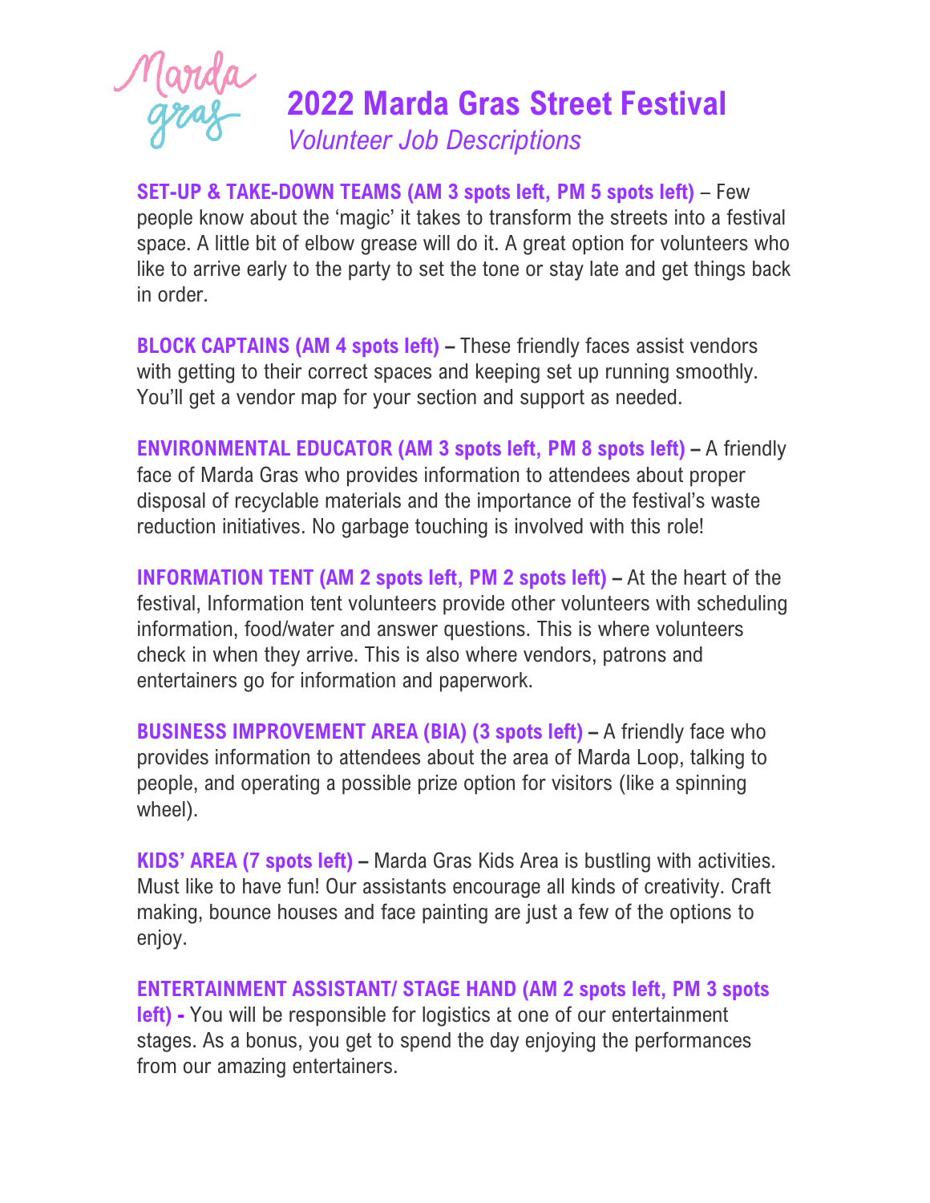# 2022 Marda Gras Street Festival

*Volunteer Job Descriptions*

**SET-UP & TAKE-DOWN TEAMS (AM 3 spots left, PM 5 spots left)** – Few people know about the 'magic' it takes to transform the streets into a festival space. A little bit of elbow grease will do it. A great option for volunteers who like to arrive early to the party to set the tone or stay late and get things back in order.

**BLOCK CAPTAINS (AM 4 spots left) –** These friendly faces assist vendors with getting to their correct spaces and keeping set up running smoothly. You'll get a vendor map for your section and support as needed.

**ENVIRONMENTAL EDUCATOR (AM 3 spots left, PM 8 spots left) –** A friendly face of Marda Gras who provides information to attendees about proper disposal of recyclable materials and the importance of the festival's waste reduction initiatives. No garbage touching is involved with this role!

**INFORMATION TENT (AM 2 spots left, PM 2 spots left) –** At the heart of the festival, Information tent volunteers provide other volunteers with scheduling information, food/water and answer questions. This is where volunteers check in when they arrive. This is also where vendors, patrons and entertainers go for information and paperwork.

**BUSINESS IMPROVEMENT AREA (BIA) (3 spots left) –** A friendly face who provides information to attendees about the area of Marda Loop, talking to people, and operating a possible prize option for visitors (like a spinning wheel).

**KIDS' AREA (7 spots left) –** Marda Gras Kids Area is bustling with activities. Must like to have fun! Our assistants encourage all kinds of creativity. Craft making, bounce houses and face painting are just a few of the options to enjoy.

**ENTERTAINMENT ASSISTANT/ STAGE HAND (AM 2 spots left, PM 3 spots left) -** You will be responsible for logistics at one of our entertainment stages. As a bonus, you get to spend the day enjoying the performances from our amazing entertainers.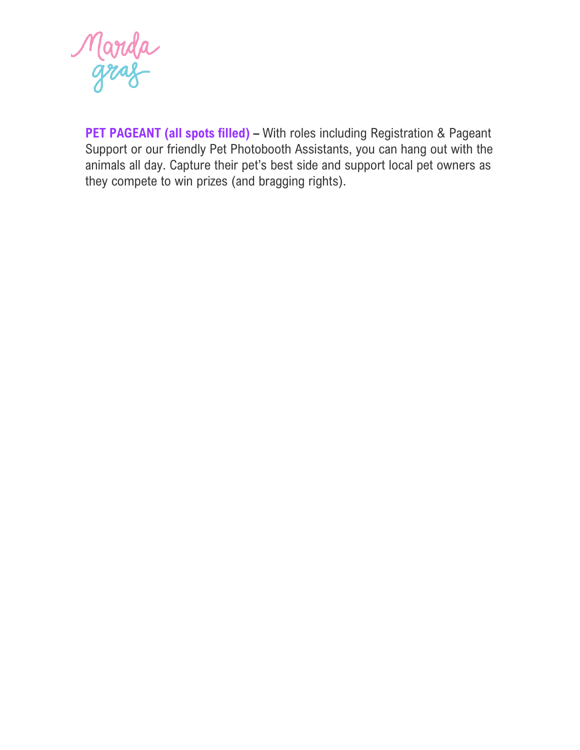**PET PAGEANT (all spots filled) –** With roles including Registration & Pageant Support or our friendly Pet Photobooth Assistants, you can hang out with the animals all day. Capture their pet's best side and support local pet owners as they compete to win prizes (and bragging rights).